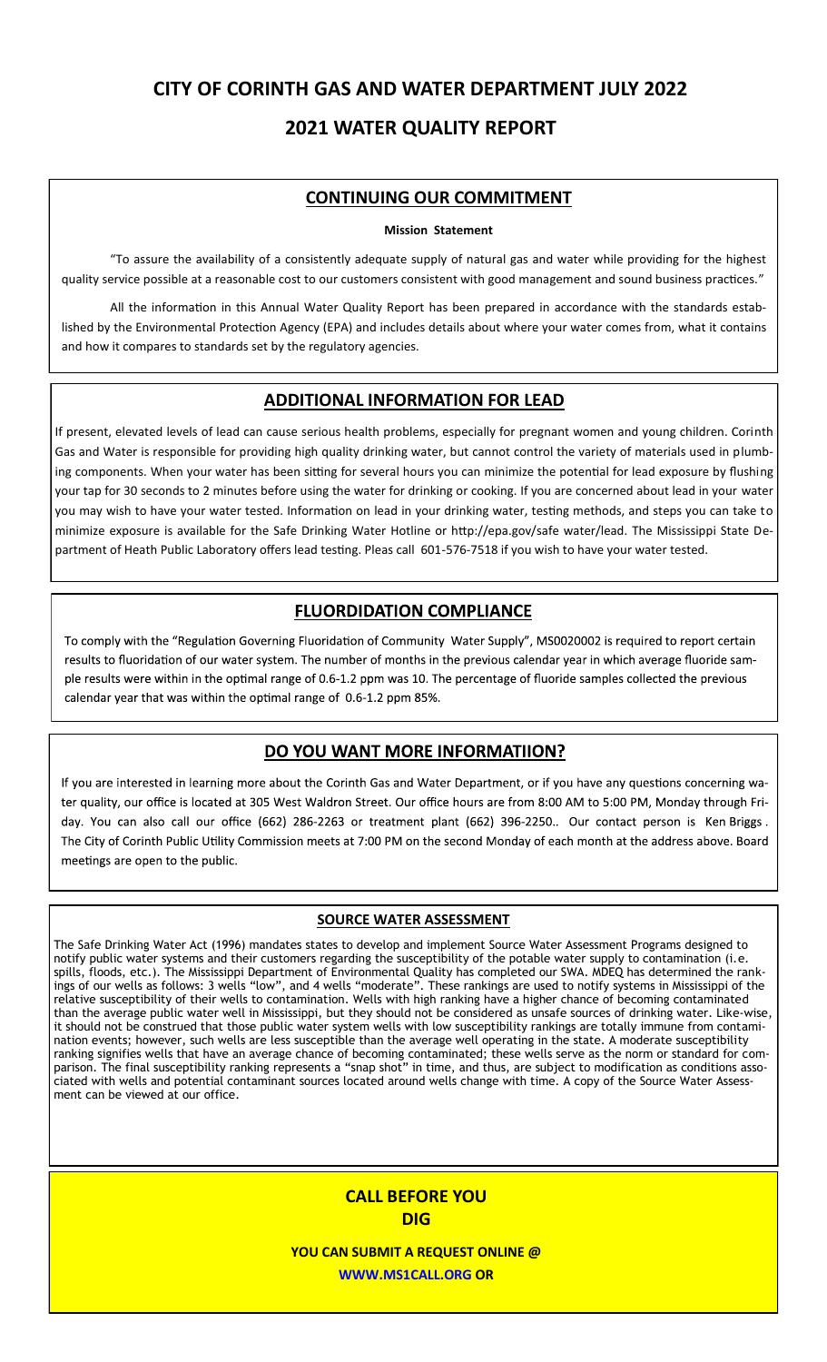# CITY OF CORINTH GAS AND WATER DEPARTMENT JULY 2022

# 2021 WATER QUALITY REPORT

## CONTINUING OUR COMMITMENT

**Mission Statement**

"To assure the availability of a consistently adequate supply of natural gas and water while providing for the highest quality service possible at a reasonable cost to our customers consistent with good management and sound business practices."

All the information in this Annual Water Quality Report has been prepared in accordance with the standards established by the Environmental Protection Agency (EPA) and includes details about where your water comes from, what it contains and how it compares to standards set by the regulatory agencies.

## ADDITIONAL INFORMATION FOR LEAD

If present, elevated levels of lead can cause serious health problems, especially for pregnant women and young children. Corinth Gas and Water is responsible for providing high quality drinking water, but cannot control the variety of materials used in plumbing components. When your water has been sitting for several hours you can minimize the potential for lead exposure by flushing your tap for 30 seconds to 2 minutes before using the water for drinking or cooking. If you are concerned about lead in your water you may wish to have your water tested. Information on lead in your drinking water, testing methods, and steps you can take to minimize exposure is available for the Safe Drinking Water Hotline or http://epa.gov/safe water/lead. The Mississippi State Department of Heath Public Laboratory offers lead testing. Pleas call 601-576-7518 if you wish to have your water tested.

## FLUORDIDATION COMPLIANCE

To comply with the "Regulation Governing Fluoridation of Community Water Supply", MS0020002 is required to report certain results to fluoridation of our water system. The number of months in the previous calendar year in which average fluoride sample results were within in the optimal range of 0.6-1.2 ppm was 10. The percentage of fluoride samples collected the previous calendar year that was within the optimal range of 0.6-1.2 ppm 85%.

## DO YOU WANT MORE INFORMATIION?

If you are interested in learning more about the Corinth Gas and Water Department, or if you have any questions concerning water quality, our office is located at 305 West Waldron Street. Our office hours are from 8:00 AM to 5:00 PM, Monday through Friday. You can also call our office (662) 286-2263 or treatment plant (662) 396-2250.. Our contact person is Ken Briggs . The City of Corinth Public Utility Commission meets at 7:00 PM on the second Monday of each month at the address above. Board meetings are open to the public.

## SOURCE WATER ASSESSMENT

The Safe Drinking Water Act (1996) mandates states to develop and implement Source Water Assessment Programs designed to notify public water systems and their customers regarding the susceptibility of the potable water supply to contamination (i.e. spills, floods, etc.). The Mississippi Department of Environmental Quality has completed our SWA. MDEQ has determined the rankings of our wells as follows: 3 wells "low", and 4 wells "moderate". These rankings are used to notify systems in Mississippi of the relative susceptibility of their wells to contamination. Wells with high ranking have a higher chance of becoming contaminated than the average public water well in Mississippi, but they should not be considered as unsafe sources of drinking water. Like-wise, it should not be construed that those public water system wells with low susceptibility rankings are totally immune from contamination events; however, such wells are less susceptible than the average well operating in the state. A moderate susceptibility ranking signifies wells that have an average chance of becoming contaminated; these wells serve as the norm or standard for comparison. The final susceptibility ranking represents a "snap shot" in time, and thus, are subject to modification as conditions associated with wells and potential contaminant sources located around wells change with time. A copy of the Source Water Assessment can be viewed at our office.

## CALL BEFORE YOU DIG

**YOU CAN SUBMIT A REQUEST ONLINE @**

**WWW.MS1CALL.ORG OR**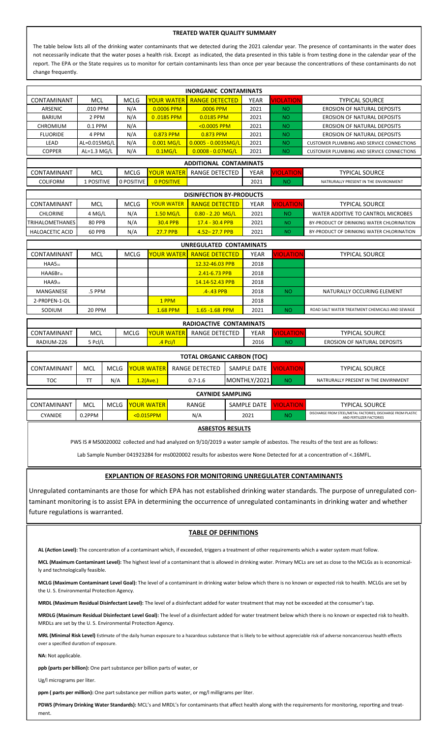## TREATED WATER QUALITY SUMMARY

The table below lists all of the drinking water contaminants that we detected during the 2021 calendar year. The presence of contaminants in the water does not necessarily indicate that the water poses a health risk. Except as indicated, the data presented in this table is from testing done in the calendar year of the report. The EPA or the State requires us to monitor for certain contaminants less than once per year because the concentrations of these contaminants do not change frequently.

| INORGANIC CONTAMINATS | | | | | | | |
|---|---|---|---|---|---|---|---|
| CONTAMINANT | MCL | MCLG | YOUR WATER | RANGE DETECTED | YEAR | VIOLATION | TYPICAL SOURCE |
| ARSENIC | .010 PPM | N/A | 0.0006 PPM | .0006 PPM | 2021 | NO | EROSION OF NATURAL DEPOSITS |
| BARIUM | 2 PPM | N/A | 0 .0185 PPM | 0.0185 PPM | 2021 | NO | EROSION OF NATURAL DEPOSITS |
| CHROMIUM | 0.1 PPM | N/A | | <0.0005 PPM | 2021 | NO | EROSION OF NATURAL DEPOSITS |
| FLUORIDE | 4 PPM | N/A | 0.873 PPM | 0.873 PPM | 2021 | NO | EROSION OF NATURAL DEPOSITS |
| LEAD | AL=0.015MG/L | N/A | 0.001 MG/L | 0.0005 - 0.0035MG/L | 2021 | NO | CUSTOMER PLUMBING AND SERVICE CONNECTIONS |
| COPPER | AL=1.3 MG/L | N/A | 0.1MG/L | 0.0008 - 0.07MG/L | 2021 | NO | CUSTOMER PLUMBING AND SERVICE CONNECTIONS |

| ADDITIONAL CONTAMINATS | | | | | | | |
|---|---|---|---|---|---|---|---|
| CONTAMINANT | MCL | MCLG | YOUR WATER | RANGE DETECTED | YEAR | VIOLATION | TYPICAL SOURCE |
| COLIFORM | 1 POSITIVE | 0 POSITIVE | 0 POSITIVE | | 2021 | NO | NATRURALLY PRESENT IN THE ENVIRONMENT |

| DISINFECTION BY-PRODUCTS | | | | | | | |
|---|---|---|---|---|---|---|---|
| CONTAMINANT | MCL | MCLG | YOUR WATER | RANGE DETECTED | YEAR | VIOLATION | TYPICAL SOURCE |
| CHLORINE | 4 MG/L | N/A | 1.50 MG/L | 0.80 - 2.20 MG/L | 2021 | NO | WATER ADDITIVE TO CANTROL MICROBES |
| TRIHALOMETHANES | 80 PPB | N/A | 30.4 PPB | 17.4 - 30.4 PPB | 2021 | NO | BY-PRODUCT OF DRINKING WATER CHLORINATION |
| HALOACETIC ACID | 60 PPB | N/A | 27.7 PPB | 4.52– 27.7 PPB | 2021 | NO | BY-PRODUCT OF DRINKING WATER CHLORINATION |

| UNREGULATED CONTAMINATS | | | | | | | |
|---|---|---|---|---|---|---|---|
| CONTAMINANT | MCL | MCLG | YOUR WATER | RANGE DETECTED | YEAR | VIOLATION | TYPICAL SOURCE |
| $HAA5_{16}$ | | | | 12.32-46.03 PPB | 2018 | | |
| $HAA6Br_{16}$ | | | | 2.41-6.73 PPB | 2018 | | |
| $HAA9_{18}$ | | | | 14.14-52.43 PPB | 2018 | | |
| MANGANESE | .5 PPM | | | .4-.43 PPB | 2018 | NO | NATURALLY OCCURING ELEMENT |
| 2-PROPEN-1-OL | | | 1 PPM | | 2018 | | |
| SODIUM | 20 PPM | | 1.68 PPM | 1.65 -1.68 PPM | 2021 | NO | ROAD SALT WATER TREATMENT CHEMICALS AND SEWAGE |

| RADIOACTIVE CONTAMINATS | | | | | | | |
|---|---|---|---|---|---|---|---|
| CONTAMINANT | MCL | MCLG | YOUR WATER | RANGE DETECTED | YEAR | VIOLATION | TYPICAL SOURCE |
| RADIUM-226 | 5 PcI/L | | .4 Pci/l | | 2016 | NO | EROSION OF NATURAL DEPOSITS |

| TOTAL ORGANIC CARBON (TOC) | | | | | | | |
|---|---|---|---|---|---|---|---|
| CONTAMINANT | MCL | MCLG | YOUR WATER | RANGE DETECTED | SAMPLE DATE | VIOLATION | TYPICAL SOURCE |
| TOC | TT | N/A | 1.2(Ave.) | 0.7-1.6 | MONTHLY/2021 | NO | NATRURALLY PRESENT IN THE ENVIRNMENT |

| CAYNIDE SAMPLING | | | | | | | |
|---|---|---|---|---|---|---|---|
| CONTAMINANT | MCL | MCLG | YOUR WATER | RANGE | SAMPLE DATE | VIOLATION | TYPICAL SOURCE |
| CYANIDE | 0.2PPM | | <0.015PPM | N/A | 2021 | NO | DISCHARGE FROM STEEL/METAL FACTORIES; DISCHARGE FROM PLASTIC AND FERTILIZER FACTORIES |

### ASBESTOS RESULTS

PWS IS # MS0020002 collected and had analyzed on 9/10/2019 a water sample of asbestos. The results of the test are as follows:

Lab Sample Number 041923284 for ms0020002 results for asbestos were None Detected for at a concentration of <.16MFL.

## EXPLANTION OF REASONS FOR MONITORING UNREGULATER CONTAMINANTS

Unregulated contaminants are those for which EPA has not established drinking water standards. The purpose of unregulated contaminant monitoring is to assist EPA in determining the occurrence of unregulated contaminants in drinking water and whether future regulations is warranted.

## TABLE OF DEFINITIONS

**AL (Action Level):** The concentration of a contaminant which, if exceeded, triggers a treatment of other requirements which a water system must follow.

**MCL (Maximum Contaminant Level):** The highest level of a contaminant that is allowed in drinking water. Primary MCLs are set as close to the MCLGs as is economically and technologically feasible.

**MCLG (Maximum Contaminant Level Goal):** The level of a contaminant in drinking water below which there is no known or expected risk to health. MCLGs are set by the U. S. Environmental Protection Agency.

**MRDL (Maximum Residual Disinfectant Level):** The level of a disinfectant added for water treatment that may not be exceeded at the consumer's tap.

**MRDLG (Maximum Residual Disinfectant Level Goal):** The level of a disinfectant added for water treatment below which there is no known or expected risk to health. MRDLs are set by the U. S. Environmental Protection Agency.

**MRL (Minimal Risk Level)** Estimate of the daily human exposure to a hazardous substance that is likely to be without appreciable risk of adverse noncancerous health effects over a specified duration of exposure.

**NA:** Not applicable.

**ppb (parts per billion):** One part substance per billion parts of water, or

Ug/l micrograms per liter.

**ppm ( parts per million):** One part substance per million parts water, or mg/l milligrams per liter.

**PDWS (Primary Drinking Water Standards):** MCL's and MRDL's for contaminants that affect health along with the requirements for monitoring, reporting and treatment.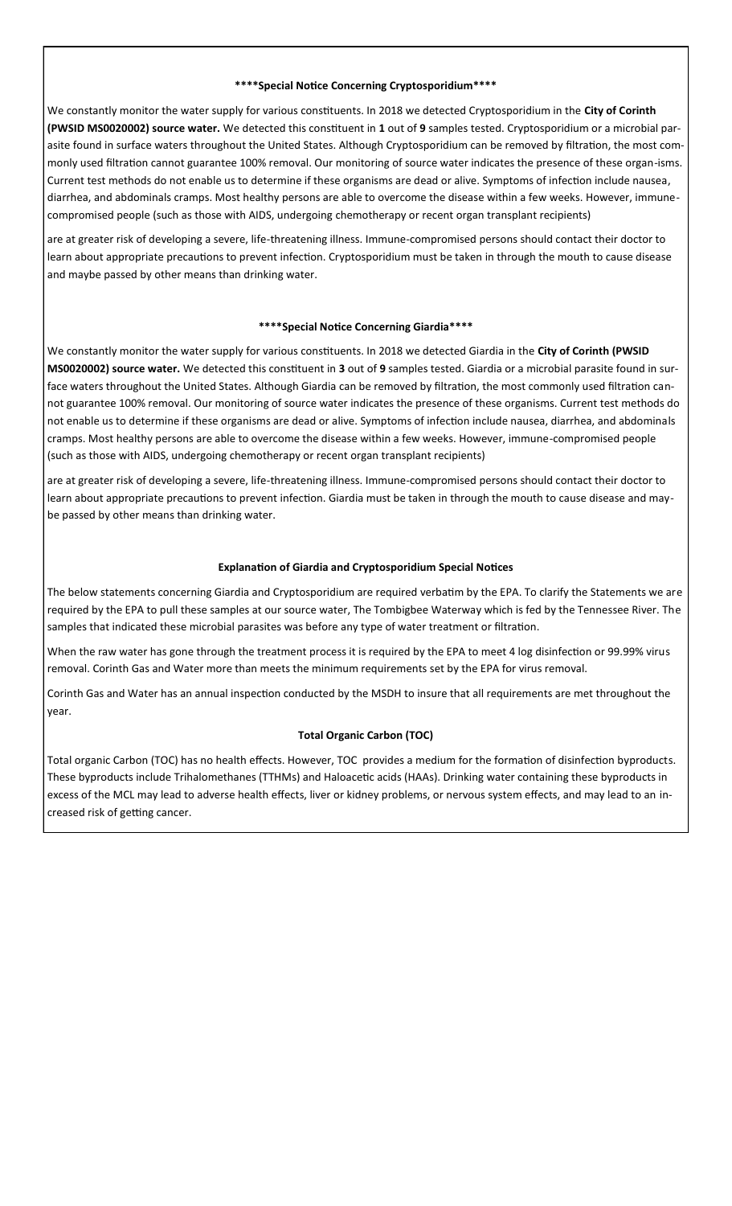**\*\*\*\*Special Notice Concerning Cryptosporidium\*\*\*\***

We constantly monitor the water supply for various constituents. In 2018 we detected Cryptosporidium in the **City of Corinth (PWSID MS0020002) source water.** We detected this constituent in **1** out of **9** samples tested. Cryptosporidium or a microbial parasite found in surface waters throughout the United States. Although Cryptosporidium can be removed by filtration, the most commonly used filtration cannot guarantee 100% removal. Our monitoring of source water indicates the presence of these organ-isms. Current test methods do not enable us to determine if these organisms are dead or alive. Symptoms of infection include nausea, diarrhea, and abdominals cramps. Most healthy persons are able to overcome the disease within a few weeks. However, immune-compromised people (such as those with AIDS, undergoing chemotherapy or recent organ transplant recipients)

are at greater risk of developing a severe, life-threatening illness. Immune-compromised persons should contact their doctor to learn about appropriate precautions to prevent infection. Cryptosporidium must be taken in through the mouth to cause disease and maybe passed by other means than drinking water.

**\*\*\*\*Special Notice Concerning Giardia\*\*\*\***

We constantly monitor the water supply for various constituents. In 2018 we detected Giardia in the **City of Corinth (PWSID MS0020002) source water.** We detected this constituent in **3** out of **9** samples tested. Giardia or a microbial parasite found in surface waters throughout the United States. Although Giardia can be removed by filtration, the most commonly used filtration cannot guarantee 100% removal. Our monitoring of source water indicates the presence of these organisms. Current test methods do not enable us to determine if these organisms are dead or alive. Symptoms of infection include nausea, diarrhea, and abdominals cramps. Most healthy persons are able to overcome the disease within a few weeks. However, immune-compromised people (such as those with AIDS, undergoing chemotherapy or recent organ transplant recipients)

are at greater risk of developing a severe, life-threatening illness. Immune-compromised persons should contact their doctor to learn about appropriate precautions to prevent infection. Giardia must be taken in through the mouth to cause disease and maybe passed by other means than drinking water.

**Explanation of Giardia and Cryptosporidium Special Notices**

The below statements concerning Giardia and Cryptosporidium are required verbatim by the EPA. To clarify the Statements we are required by the EPA to pull these samples at our source water, The Tombigbee Waterway which is fed by the Tennessee River. The samples that indicated these microbial parasites was before any type of water treatment or filtration.

When the raw water has gone through the treatment process it is required by the EPA to meet 4 log disinfection or 99.99% virus removal. Corinth Gas and Water more than meets the minimum requirements set by the EPA for virus removal.

Corinth Gas and Water has an annual inspection conducted by the MSDH to insure that all requirements are met throughout the year.

**Total Organic Carbon (TOC)**

Total organic Carbon (TOC) has no health effects. However, TOC provides a medium for the formation of disinfection byproducts. These byproducts include Trihalomethanes (TTHMs) and Haloacetic acids (HAAs). Drinking water containing these byproducts in excess of the MCL may lead to adverse health effects, liver or kidney problems, or nervous system effects, and may lead to an increased risk of getting cancer.